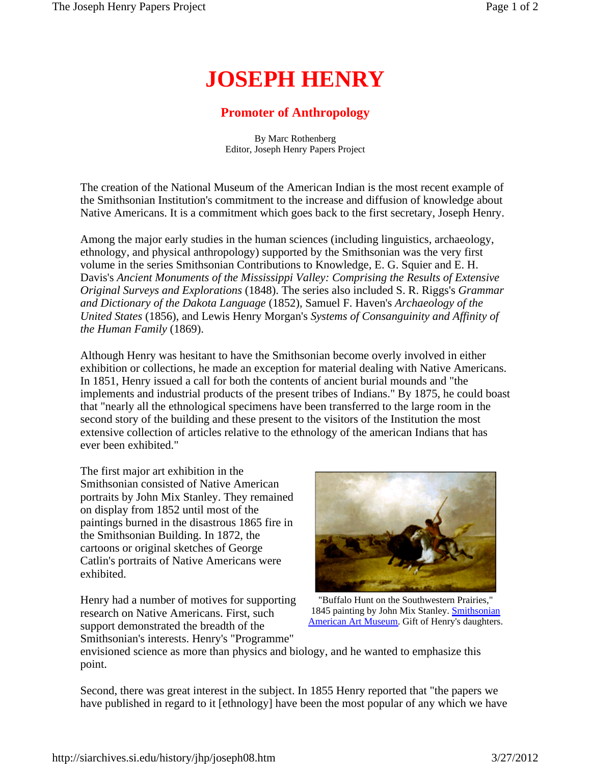# JOSEPH HENRY

## Promoter of Anthropology

By Marc Rothenberg
Editor, Joseph Henry Papers Project

The creation of the National Museum of the American Indian is the most recent example of the Smithsonian Institution's commitment to the increase and diffusion of knowledge about Native Americans. It is a commitment which goes back to the first secretary, Joseph Henry.

Among the major early studies in the human sciences (including linguistics, archaeology, ethnology, and physical anthropology) supported by the Smithsonian was the very first volume in the series Smithsonian Contributions to Knowledge, E. G. Squier and E. H. Davis's *Ancient Monuments of the Mississippi Valley: Comprising the Results of Extensive Original Surveys and Explorations* (1848). The series also included S. R. Riggs's *Grammar and Dictionary of the Dakota Language* (1852), Samuel F. Haven's *Archaeology of the United States* (1856), and Lewis Henry Morgan's *Systems of Consanguinity and Affinity of the Human Family* (1869).

Although Henry was hesitant to have the Smithsonian become overly involved in either exhibition or collections, he made an exception for material dealing with Native Americans. In 1851, Henry issued a call for both the contents of ancient burial mounds and "the implements and industrial products of the present tribes of Indians." By 1875, he could boast that "nearly all the ethnological specimens have been transferred to the large room in the second story of the building and these present to the visitors of the Institution the most extensive collection of articles relative to the ethnology of the american Indians that has ever been exhibited."

The first major art exhibition in the Smithsonian consisted of Native American portraits by John Mix Stanley. They remained on display from 1852 until most of the paintings burned in the disastrous 1865 fire in the Smithsonian Building. In 1872, the cartoons or original sketches of George Catlin's portraits of Native Americans were exhibited.

"Buffalo Hunt on the Southwestern Prairies," 1845 painting by John Mix Stanley. [Smithsonian American Art Museum](). Gift of Henry's daughters.

Henry had a number of motives for supporting research on Native Americans. First, such support demonstrated the breadth of the Smithsonian's interests. Henry's "Programme" envisioned science as more than physics and biology, and he wanted to emphasize this point.

Second, there was great interest in the subject. In 1855 Henry reported that "the papers we have published in regard to it [ethnology] have been the most popular of any which we have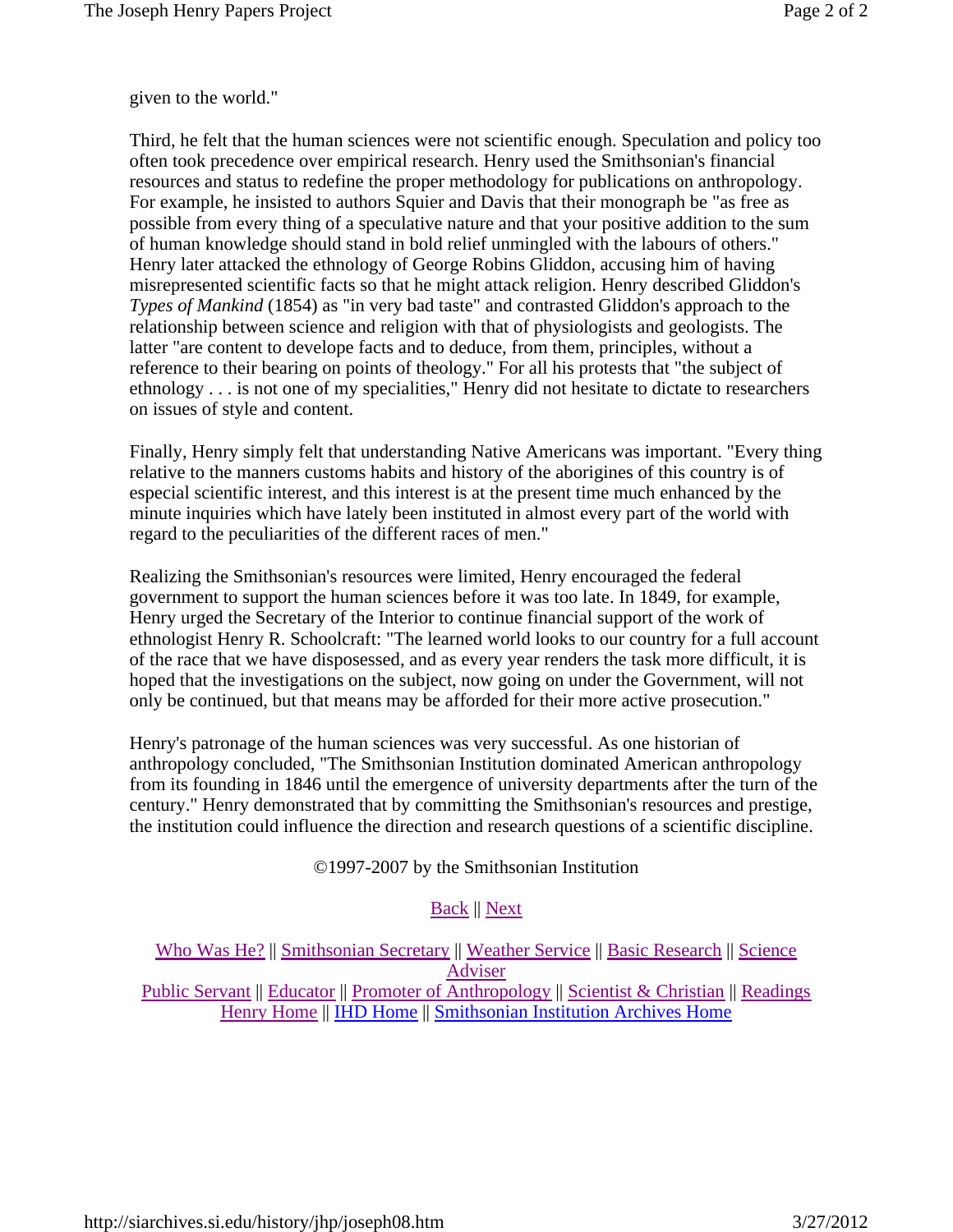given to the world."

Third, he felt that the human sciences were not scientific enough. Speculation and policy too often took precedence over empirical research. Henry used the Smithsonian's financial resources and status to redefine the proper methodology for publications on anthropology. For example, he insisted to authors Squier and Davis that their monograph be "as free as possible from every thing of a speculative nature and that your positive addition to the sum of human knowledge should stand in bold relief unmingled with the labours of others." Henry later attacked the ethnology of George Robins Gliddon, accusing him of having misrepresented scientific facts so that he might attack religion. Henry described Gliddon's *Types of Mankind* (1854) as "in very bad taste" and contrasted Gliddon's approach to the relationship between science and religion with that of physiologists and geologists. The latter "are content to develope facts and to deduce, from them, principles, without a reference to their bearing on points of theology." For all his protests that "the subject of ethnology . . . is not one of my specialities," Henry did not hesitate to dictate to researchers on issues of style and content.

Finally, Henry simply felt that understanding Native Americans was important. "Every thing relative to the manners customs habits and history of the aborigines of this country is of especial scientific interest, and this interest is at the present time much enhanced by the minute inquiries which have lately been instituted in almost every part of the world with regard to the peculiarities of the different races of men."

Realizing the Smithsonian's resources were limited, Henry encouraged the federal government to support the human sciences before it was too late. In 1849, for example, Henry urged the Secretary of the Interior to continue financial support of the work of ethnologist Henry R. Schoolcraft: "The learned world looks to our country for a full account of the race that we have disposessed, and as every year renders the task more difficult, it is hoped that the investigations on the subject, now going on under the Government, will not only be continued, but that means may be afforded for their more active prosecution."

Henry's patronage of the human sciences was very successful. As one historian of anthropology concluded, "The Smithsonian Institution dominated American anthropology from its founding in 1846 until the emergence of university departments after the turn of the century." Henry demonstrated that by committing the Smithsonian's resources and prestige, the institution could influence the direction and research questions of a scientific discipline.

©1997-2007 by the Smithsonian Institution

Back || Next

Who Was He? || Smithsonian Secretary || Weather Service || Basic Research || Science Adviser
Public Servant || Educator || Promoter of Anthropology || Scientist & Christian || Readings
Henry Home || IHD Home || Smithsonian Institution Archives Home